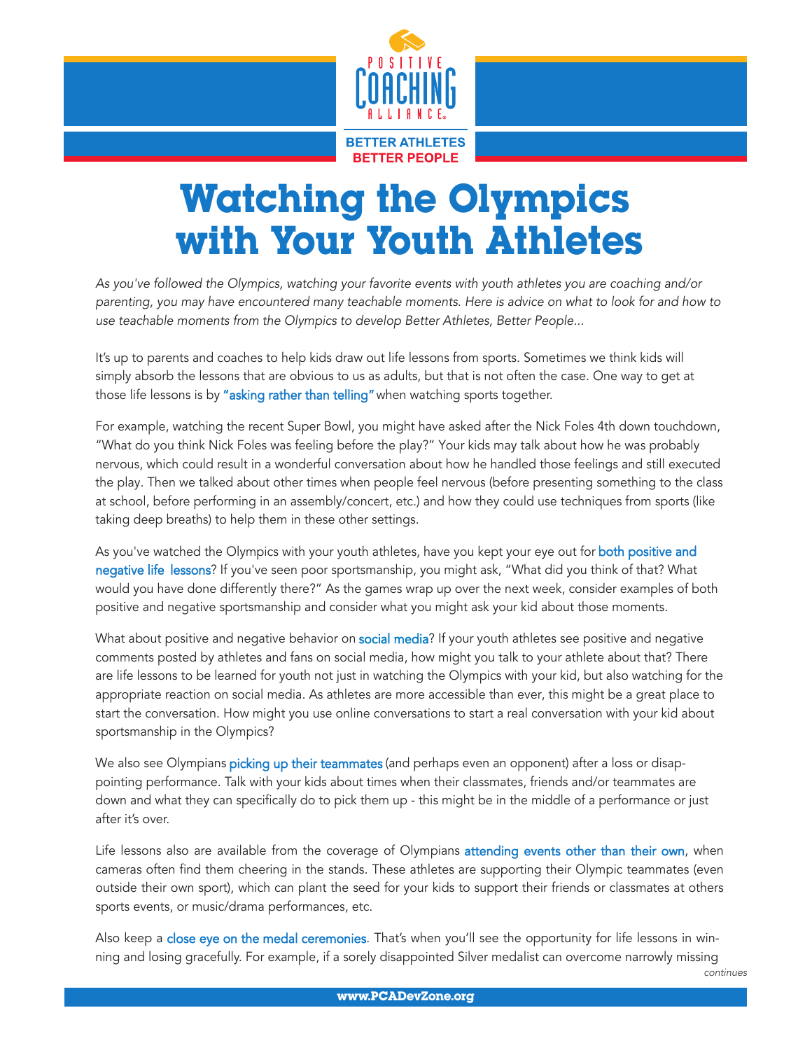POSITIVE COACHING ALLIANCE

BETTER ATHLETES
BETTER PEOPLE

# Watching the Olympics with Your Youth Athletes

*As you've followed the Olympics, watching your favorite events with youth athletes you are coaching and/or parenting, you may have encountered many teachable moments. Here is advice on what to look for and how to use teachable moments from the Olympics to develop Better Athletes, Better People...*

It's up to parents and coaches to help kids draw out life lessons from sports. Sometimes we think kids will simply absorb the lessons that are obvious to us as adults, but that is not often the case. One way to get at those life lessons is by "asking rather than telling" when watching sports together.

For example, watching the recent Super Bowl, you might have asked after the Nick Foles 4th down touchdown, "What do you think Nick Foles was feeling before the play?" Your kids may talk about how he was probably nervous, which could result in a wonderful conversation about how he handled those feelings and still executed the play. Then we talked about other times when people feel nervous (before presenting something to the class at school, before performing in an assembly/concert, etc.) and how they could use techniques from sports (like taking deep breaths) to help them in these other settings.

As you've watched the Olympics with your youth athletes, have you kept your eye out for both positive and negative life lessons? If you've seen poor sportsmanship, you might ask, "What did you think of that? What would you have done differently there?" As the games wrap up over the next week, consider examples of both positive and negative sportsmanship and consider what you might ask your kid about those moments.

What about positive and negative behavior on social media? If your youth athletes see positive and negative comments posted by athletes and fans on social media, how might you talk to your athlete about that? There are life lessons to be learned for youth not just in watching the Olympics with your kid, but also watching for the appropriate reaction on social media. As athletes are more accessible than ever, this might be a great place to start the conversation. How might you use online conversations to start a real conversation with your kid about sportsmanship in the Olympics?

We also see Olympians picking up their teammates (and perhaps even an opponent) after a loss or disappointing performance. Talk with your kids about times when their classmates, friends and/or teammates are down and what they can specifically do to pick them up - this might be in the middle of a performance or just after it's over.

Life lessons also are available from the coverage of Olympians attending events other than their own, when cameras often find them cheering in the stands. These athletes are supporting their Olympic teammates (even outside their own sport), which can plant the seed for your kids to support their friends or classmates at others sports events, or music/drama performances, etc.

Also keep a close eye on the medal ceremonies. That's when you'll see the opportunity for life lessons in winning and losing gracefully. For example, if a sorely disappointed Silver medalist can overcome narrowly missing

*continues*

www.PCADevZone.org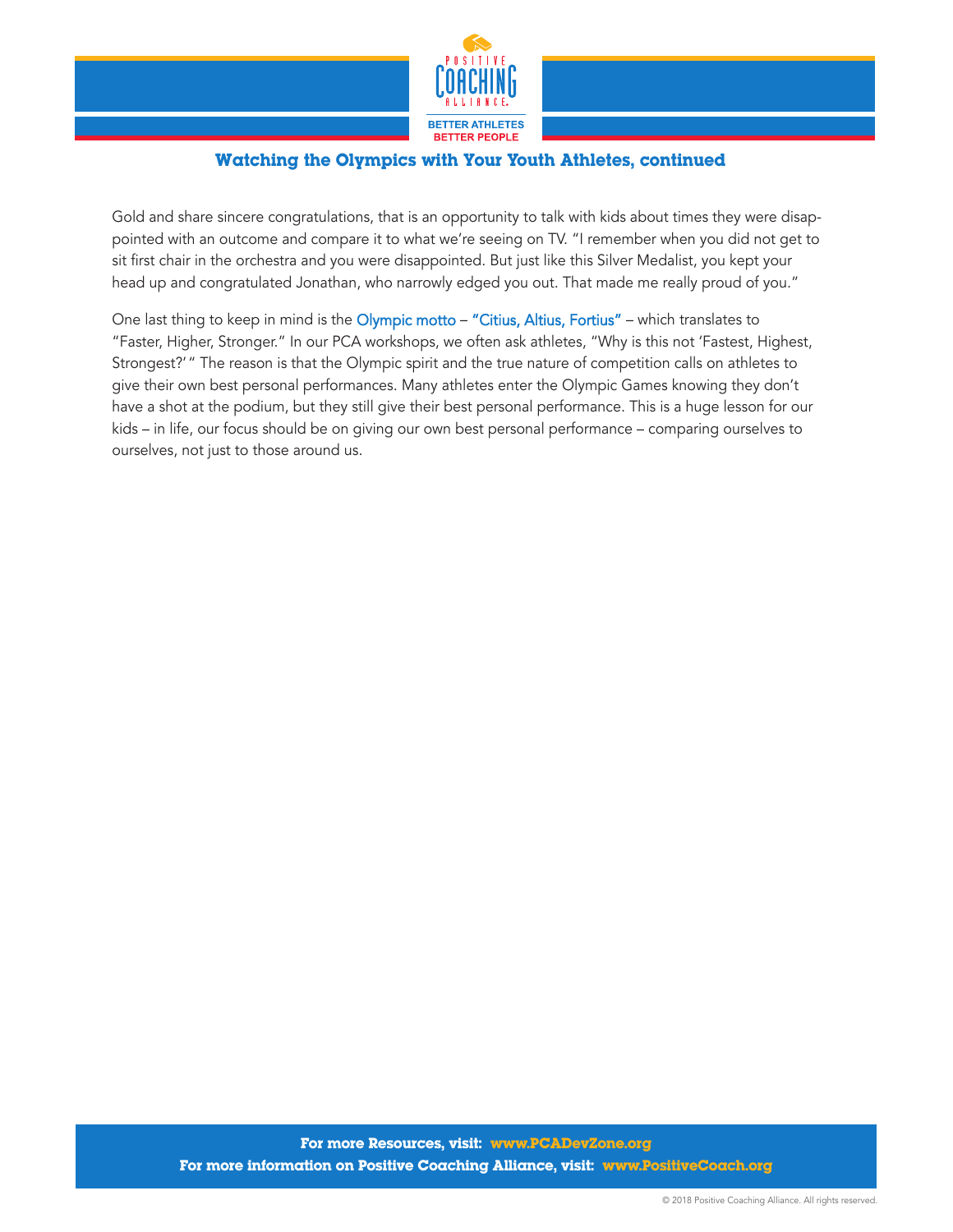## Watching the Olympics with Your Youth Athletes, continued

Gold and share sincere congratulations, that is an opportunity to talk with kids about times they were disappointed with an outcome and compare it to what we're seeing on TV. "I remember when you did not get to sit first chair in the orchestra and you were disappointed. But just like this Silver Medalist, you kept your head up and congratulated Jonathan, who narrowly edged you out. That made me really proud of you."

One last thing to keep in mind is the Olympic motto – "Citius, Altius, Fortius" – which translates to "Faster, Higher, Stronger." In our PCA workshops, we often ask athletes, "Why is this not 'Fastest, Highest, Strongest?'" The reason is that the Olympic spirit and the true nature of competition calls on athletes to give their own best personal performances. Many athletes enter the Olympic Games knowing they don't have a shot at the podium, but they still give their best personal performance. This is a huge lesson for our kids – in life, our focus should be on giving our own best personal performance – comparing ourselves to ourselves, not just to those around us.

**For more Resources, visit: www.PCADevZone.org**

**For more information on Positive Coaching Alliance, visit: www.PositiveCoach.org**

© 2018 Positive Coaching Alliance. All rights reserved.